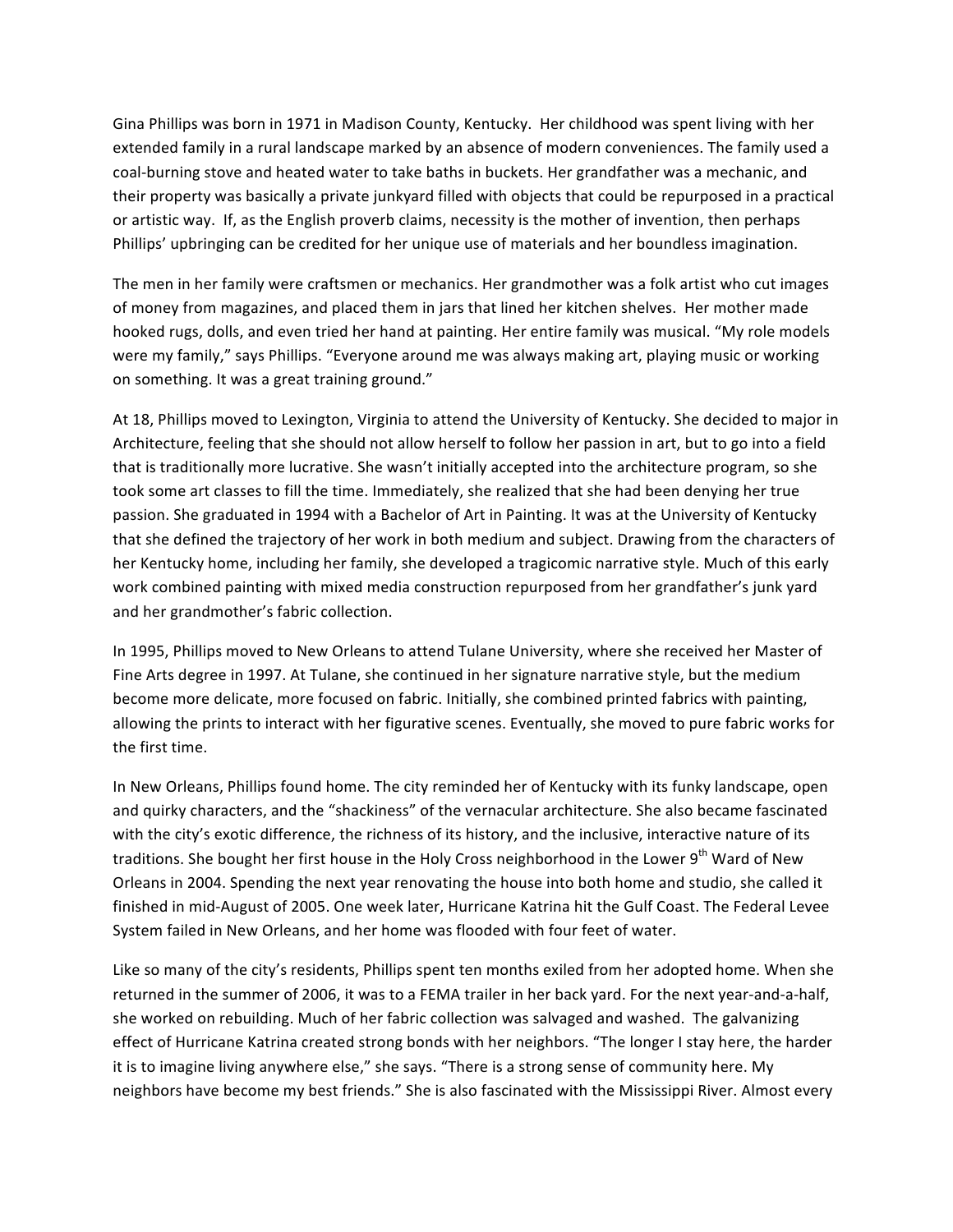Gina Phillips was born in 1971 in Madison County, Kentucky. Her childhood was spent living with her extended family in a rural landscape marked by an absence of modern conveniences. The family used a coal-burning stove and heated water to take baths in buckets. Her grandfather was a mechanic, and their property was basically a private junkyard filled with objects that could be repurposed in a practical or artistic way. If, as the English proverb claims, necessity is the mother of invention, then perhaps Phillips' upbringing can be credited for her unique use of materials and her boundless imagination.

The men in her family were craftsmen or mechanics. Her grandmother was a folk artist who cut images of money from magazines, and placed them in jars that lined her kitchen shelves. Her mother made hooked rugs, dolls, and even tried her hand at painting. Her entire family was musical. "My role models were my family," says Phillips. "Everyone around me was always making art, playing music or working on something. It was a great training ground."

At 18, Phillips moved to Lexington, Virginia to attend the University of Kentucky. She decided to major in Architecture, feeling that she should not allow herself to follow her passion in art, but to go into a field that is traditionally more lucrative. She wasn't initially accepted into the architecture program, so she took some art classes to fill the time. Immediately, she realized that she had been denying her true passion. She graduated in 1994 with a Bachelor of Art in Painting. It was at the University of Kentucky that she defined the trajectory of her work in both medium and subject. Drawing from the characters of her Kentucky home, including her family, she developed a tragicomic narrative style. Much of this early work combined painting with mixed media construction repurposed from her grandfather's junk yard and her grandmother's fabric collection.

In 1995, Phillips moved to New Orleans to attend Tulane University, where she received her Master of Fine Arts degree in 1997. At Tulane, she continued in her signature narrative style, but the medium become more delicate, more focused on fabric. Initially, she combined printed fabrics with painting, allowing the prints to interact with her figurative scenes. Eventually, she moved to pure fabric works for the first time.

In New Orleans, Phillips found home. The city reminded her of Kentucky with its funky landscape, open and quirky characters, and the "shackiness" of the vernacular architecture. She also became fascinated with the city's exotic difference, the richness of its history, and the inclusive, interactive nature of its traditions. She bought her first house in the Holy Cross neighborhood in the Lower 9th Ward of New Orleans in 2004. Spending the next year renovating the house into both home and studio, she called it finished in mid-August of 2005. One week later, Hurricane Katrina hit the Gulf Coast. The Federal Levee System failed in New Orleans, and her home was flooded with four feet of water.

Like so many of the city's residents, Phillips spent ten months exiled from her adopted home. When she returned in the summer of 2006, it was to a FEMA trailer in her back yard. For the next year-and-a-half, she worked on rebuilding. Much of her fabric collection was salvaged and washed. The galvanizing effect of Hurricane Katrina created strong bonds with her neighbors. "The longer I stay here, the harder it is to imagine living anywhere else," she says. "There is a strong sense of community here. My neighbors have become my best friends." She is also fascinated with the Mississippi River. Almost every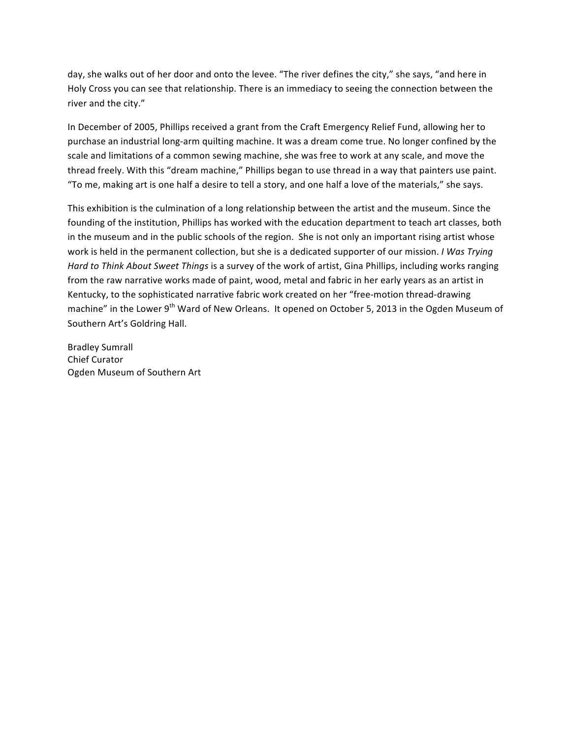day, she walks out of her door and onto the levee. "The river defines the city," she says, "and here in Holy Cross you can see that relationship. There is an immediacy to seeing the connection between the river and the city."

In December of 2005, Phillips received a grant from the Craft Emergency Relief Fund, allowing her to purchase an industrial long-arm quilting machine. It was a dream come true. No longer confined by the scale and limitations of a common sewing machine, she was free to work at any scale, and move the thread freely. With this "dream machine," Phillips began to use thread in a way that painters use paint. "To me, making art is one half a desire to tell a story, and one half a love of the materials," she says.

This exhibition is the culmination of a long relationship between the artist and the museum. Since the founding of the institution, Phillips has worked with the education department to teach art classes, both in the museum and in the public schools of the region. She is not only an important rising artist whose work is held in the permanent collection, but she is a dedicated supporter of our mission. *I Was Trying Hard to Think About Sweet Things* is a survey of the work of artist, Gina Phillips, including works ranging from the raw narrative works made of paint, wood, metal and fabric in her early years as an artist in Kentucky, to the sophisticated narrative fabric work created on her "free-motion thread-drawing machine" in the Lower 9th Ward of New Orleans. It opened on October 5, 2013 in the Ogden Museum of Southern Art's Goldring Hall.

Bradley Sumrall
Chief Curator
Ogden Museum of Southern Art